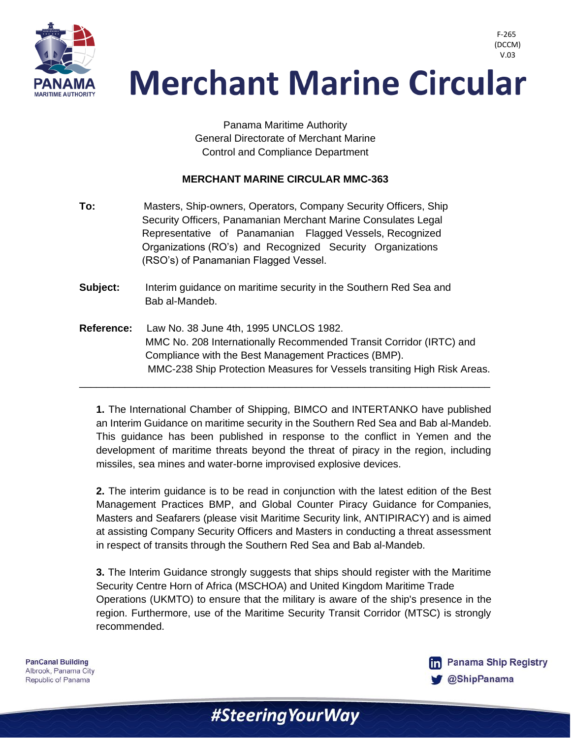F-265
(DCCM)
V.03

# Merchant Marine Circular

Panama Maritime Authority
General Directorate of Merchant Marine
Control and Compliance Department

**MERCHANT MARINE CIRCULAR MMC-363**

**To:** Masters, Ship-owners, Operators, Company Security Officers, Ship Security Officers, Panamanian Merchant Marine Consulates Legal Representative of Panamanian Flagged Vessels, Recognized Organizations (RO's) and Recognized Security Organizations (RSO's) of Panamanian Flagged Vessel.

**Subject:** Interim guidance on maritime security in the Southern Red Sea and Bab al-Mandeb.

**Reference:** Law No. 38 June 4th, 1995 UNCLOS 1982.
MMC No. 208 Internationally Recommended Transit Corridor (IRTC) and Compliance with the Best Management Practices (BMP).
MMC-238 Ship Protection Measures for Vessels transiting High Risk Areas.

---

**1.** The International Chamber of Shipping, BIMCO and INTERTANKO have published an Interim Guidance on maritime security in the Southern Red Sea and Bab al-Mandeb. This guidance has been published in response to the conflict in Yemen and the development of maritime threats beyond the threat of piracy in the region, including missiles, sea mines and water-borne improvised explosive devices.

**2.** The interim guidance is to be read in conjunction with the latest edition of the Best Management Practices BMP, and Global Counter Piracy Guidance for Companies, Masters and Seafarers (please visit Maritime Security link, ANTIPIRACY) and is aimed at assisting Company Security Officers and Masters in conducting a threat assessment in respect of transits through the Southern Red Sea and Bab al-Mandeb.

**3.** The Interim Guidance strongly suggests that ships should register with the Maritime Security Centre Horn of Africa (MSCHOA) and United Kingdom Maritime Trade Operations (UKMTO) to ensure that the military is aware of the ship's presence in the region. Furthermore, use of the Maritime Security Transit Corridor (MTSC) is strongly recommended.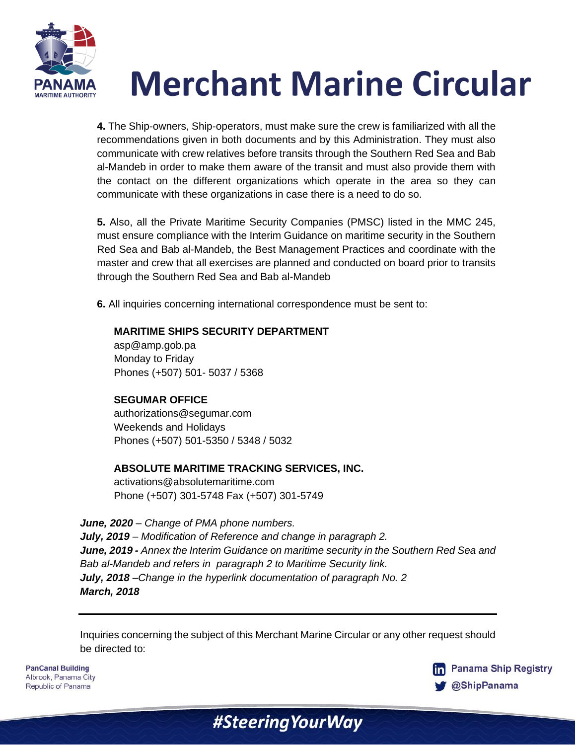**4.** The Ship-owners, Ship-operators, must make sure the crew is familiarized with all the recommendations given in both documents and by this Administration. They must also communicate with crew relatives before transits through the Southern Red Sea and Bab al-Mandeb in order to make them aware of the transit and must also provide them with the contact on the different organizations which operate in the area so they can communicate with these organizations in case there is a need to do so.

**5.** Also, all the Private Maritime Security Companies (PMSC) listed in the MMC 245, must ensure compliance with the Interim Guidance on maritime security in the Southern Red Sea and Bab al-Mandeb, the Best Management Practices and coordinate with the master and crew that all exercises are planned and conducted on board prior to transits through the Southern Red Sea and Bab al-Mandeb

**6.** All inquiries concerning international correspondence must be sent to:

**MARITIME SHIPS SECURITY DEPARTMENT**
asp@amp.gob.pa
Monday to Friday
Phones (+507) 501- 5037 / 5368

**SEGUMAR OFFICE**
authorizations@segumar.com
Weekends and Holidays
Phones (+507) 501-5350 / 5348 / 5032

**ABSOLUTE MARITIME TRACKING SERVICES, INC.**
activations@absolutemaritime.com
Phone (+507) 301-5748 Fax (+507) 301-5749

***June, 2020*** *– Change of PMA phone numbers.*
***July, 2019*** *– Modification of Reference and change in paragraph 2.*
***June, 2019 -*** *Annex the Interim Guidance on maritime security in the Southern Red Sea and Bab al-Mandeb and refers in paragraph 2 to Maritime Security link.*
***July, 2018*** *–Change in the hyperlink documentation of paragraph No. 2*
***March, 2018***

---

Inquiries concerning the subject of this Merchant Marine Circular or any other request should be directed to: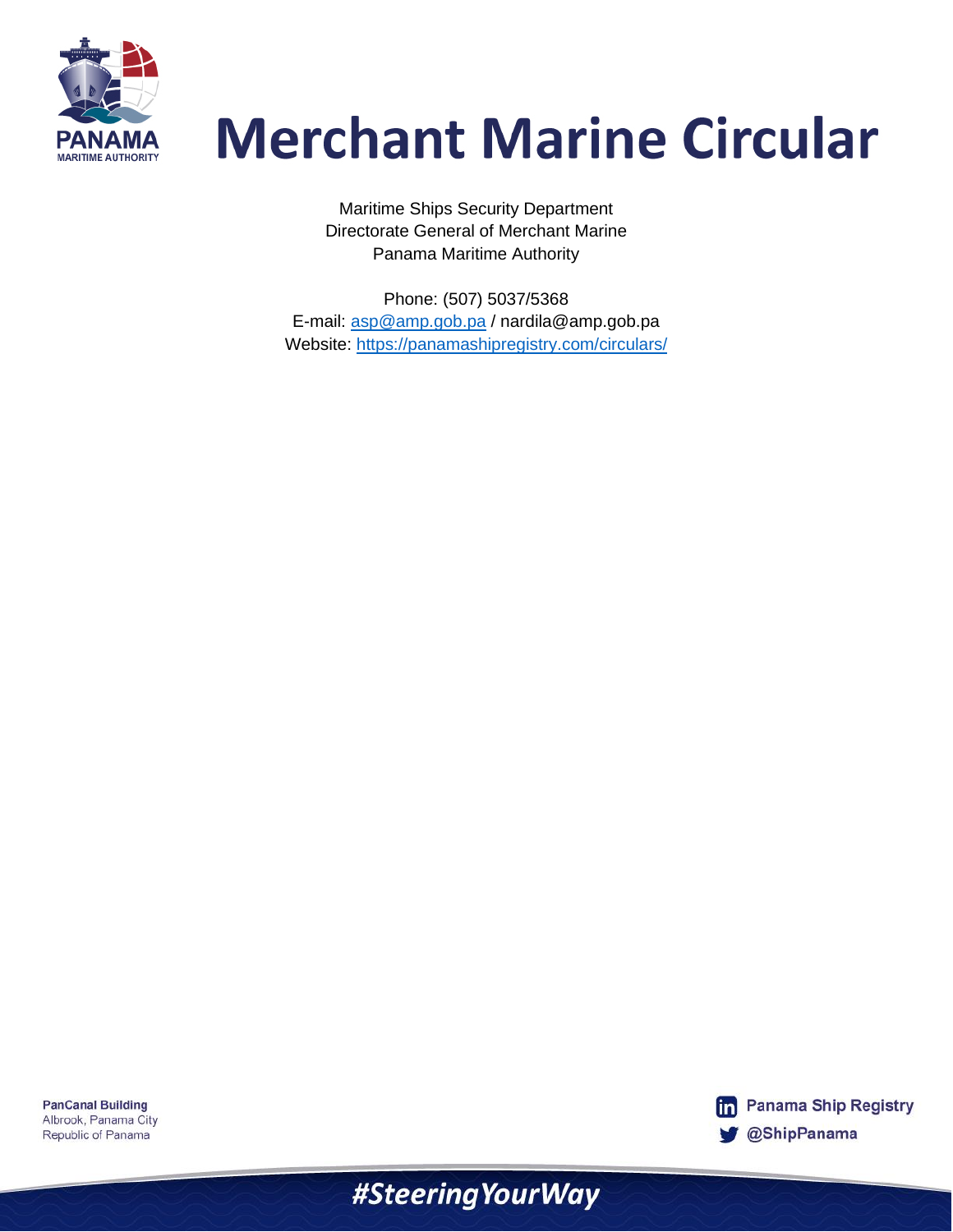# Merchant Marine Circular

Maritime Ships Security Department
Directorate General of Merchant Marine
Panama Maritime Authority

Phone: (507) 5037/5368
E-mail: asp@amp.gob.pa / nardila@amp.gob.pa
Website: https://panamashipregistry.com/circulars/

**PanCanal Building**
Albrook, Panama City
Republic of Panama

Panama Ship Registry
@ShipPanama

#SteeringYourWay